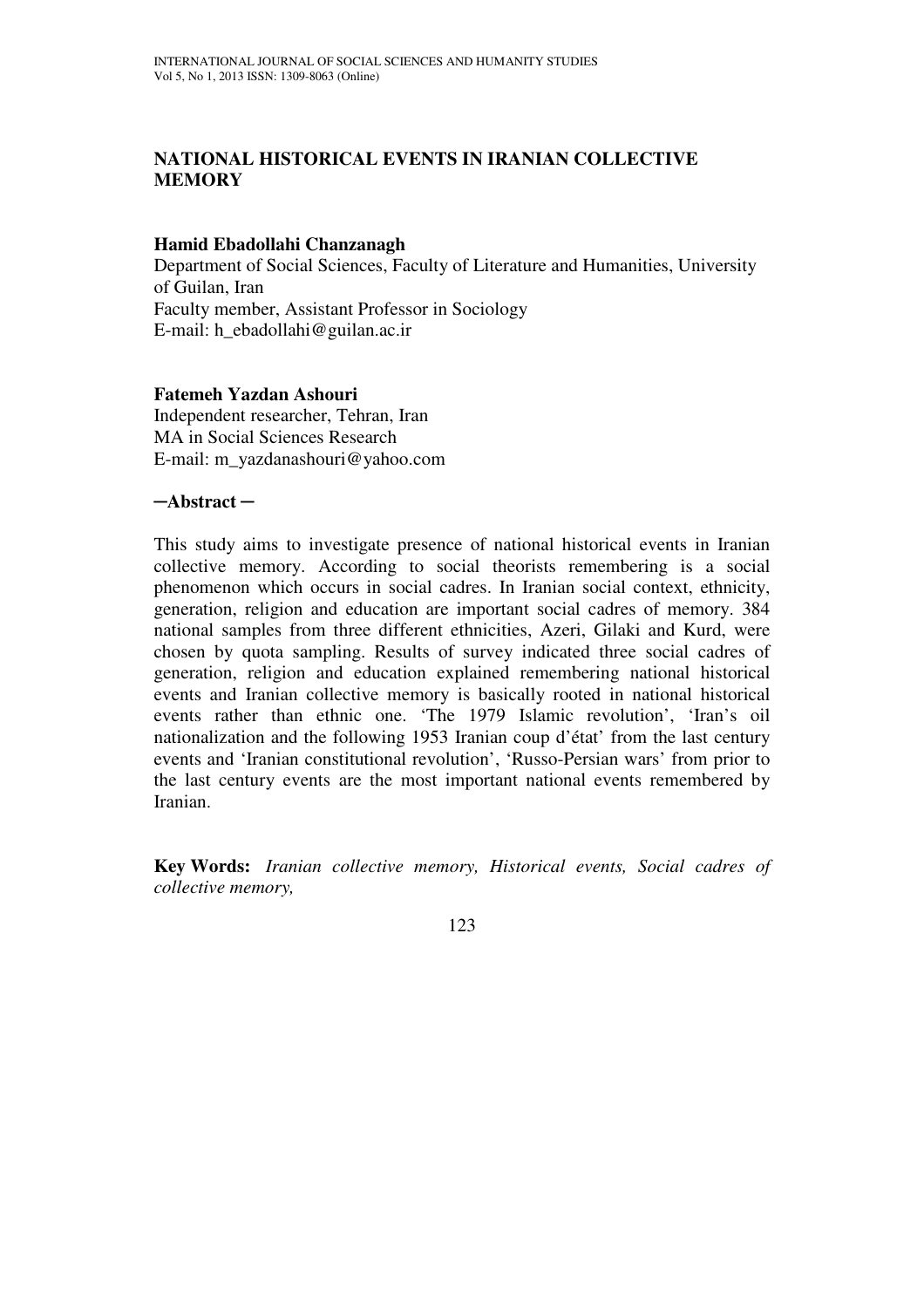# NATIONAL HISTORICAL EVENTS IN IRANIAN COLLECTIVE MEMORY

**Hamid Ebadollahi Chanzanagh**
Department of Social Sciences, Faculty of Literature and Humanities, University of Guilan, Iran
Faculty member, Assistant Professor in Sociology
E-mail: h_ebadollahi@guilan.ac.ir

**Fatemeh Yazdan Ashouri**
Independent researcher, Tehran, Iran
MA in Social Sciences Research
E-mail: m_yazdanashouri@yahoo.com

## ─Abstract ─

This study aims to investigate presence of national historical events in Iranian collective memory. According to social theorists remembering is a social phenomenon which occurs in social cadres. In Iranian social context, ethnicity, generation, religion and education are important social cadres of memory. 384 national samples from three different ethnicities, Azeri, Gilaki and Kurd, were chosen by quota sampling. Results of survey indicated three social cadres of generation, religion and education explained remembering national historical events and Iranian collective memory is basically rooted in national historical events rather than ethnic one. 'The 1979 Islamic revolution', 'Iran's oil nationalization and the following 1953 Iranian coup d'état' from the last century events and 'Iranian constitutional revolution', 'Russo-Persian wars' from prior to the last century events are the most important national events remembered by Iranian.

**Key Words:** *Iranian collective memory, Historical events, Social cadres of collective memory,*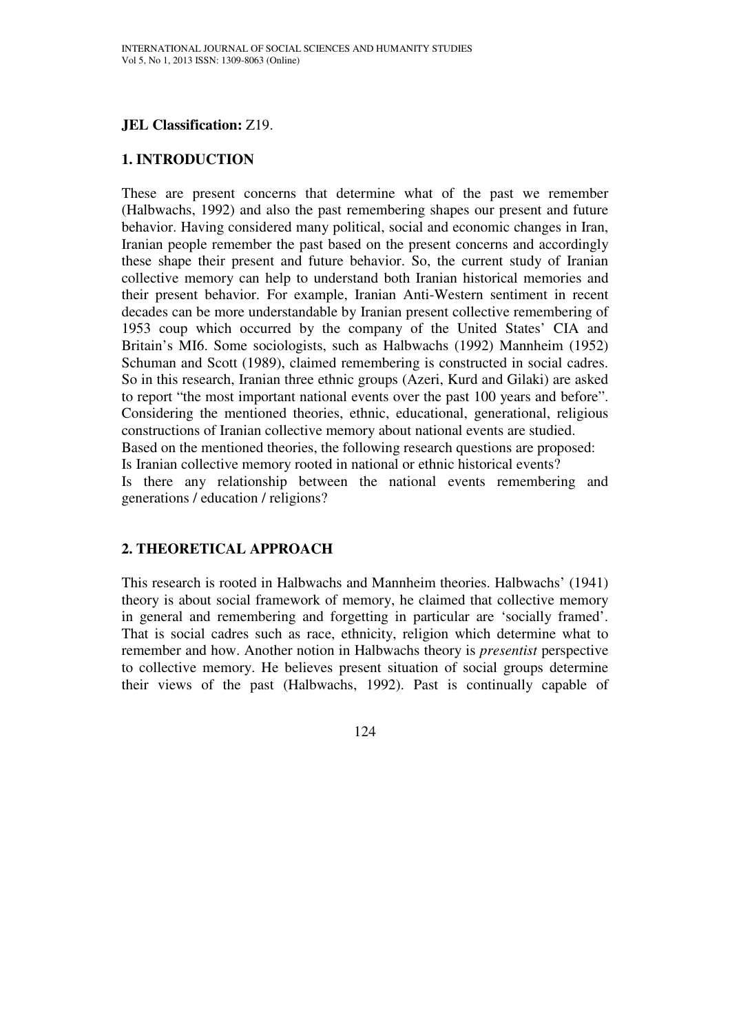**JEL Classification:** Z19.

## 1. INTRODUCTION

These are present concerns that determine what of the past we remember (Halbwachs, 1992) and also the past remembering shapes our present and future behavior. Having considered many political, social and economic changes in Iran, Iranian people remember the past based on the present concerns and accordingly these shape their present and future behavior. So, the current study of Iranian collective memory can help to understand both Iranian historical memories and their present behavior. For example, Iranian Anti-Western sentiment in recent decades can be more understandable by Iranian present collective remembering of 1953 coup which occurred by the company of the United States' CIA and Britain's MI6. Some sociologists, such as Halbwachs (1992) Mannheim (1952) Schuman and Scott (1989), claimed remembering is constructed in social cadres. So in this research, Iranian three ethnic groups (Azeri, Kurd and Gilaki) are asked to report "the most important national events over the past 100 years and before". Considering the mentioned theories, ethnic, educational, generational, religious constructions of Iranian collective memory about national events are studied.
Based on the mentioned theories, the following research questions are proposed:
Is Iranian collective memory rooted in national or ethnic historical events?
Is there any relationship between the national events remembering and generations / education / religions?

## 2. THEORETICAL APPROACH

This research is rooted in Halbwachs and Mannheim theories. Halbwachs' (1941) theory is about social framework of memory, he claimed that collective memory in general and remembering and forgetting in particular are 'socially framed'. That is social cadres such as race, ethnicity, religion which determine what to remember and how. Another notion in Halbwachs theory is *presentist* perspective to collective memory. He believes present situation of social groups determine their views of the past (Halbwachs, 1992). Past is continually capable of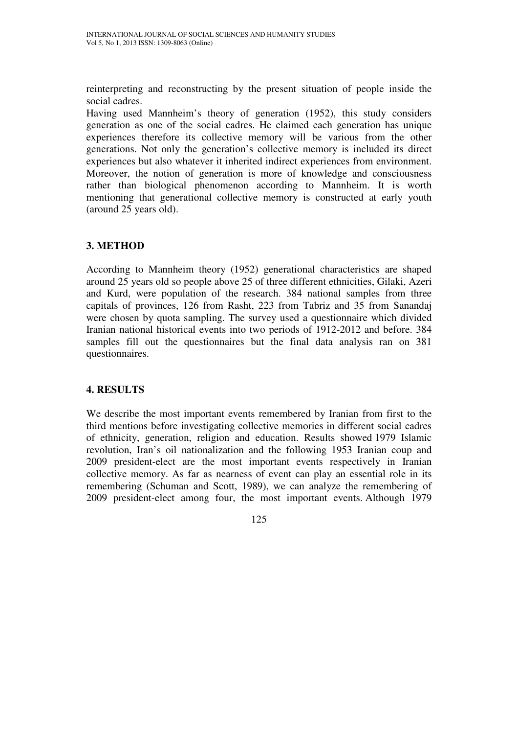reinterpreting and reconstructing by the present situation of people inside the social cadres.

Having used Mannheim's theory of generation (1952), this study considers generation as one of the social cadres. He claimed each generation has unique experiences therefore its collective memory will be various from the other generations. Not only the generation's collective memory is included its direct experiences but also whatever it inherited indirect experiences from environment. Moreover, the notion of generation is more of knowledge and consciousness rather than biological phenomenon according to Mannheim. It is worth mentioning that generational collective memory is constructed at early youth (around 25 years old).

## 3. METHOD

According to Mannheim theory (1952) generational characteristics are shaped around 25 years old so people above 25 of three different ethnicities, Gilaki, Azeri and Kurd, were population of the research. 384 national samples from three capitals of provinces, 126 from Rasht, 223 from Tabriz and 35 from Sanandaj were chosen by quota sampling. The survey used a questionnaire which divided Iranian national historical events into two periods of 1912-2012 and before. 384 samples fill out the questionnaires but the final data analysis ran on 381 questionnaires.

## 4. RESULTS

We describe the most important events remembered by Iranian from first to the third mentions before investigating collective memories in different social cadres of ethnicity, generation, religion and education. Results showed 1979 Islamic revolution, Iran's oil nationalization and the following 1953 Iranian coup and 2009 president-elect are the most important events respectively in Iranian collective memory. As far as nearness of event can play an essential role in its remembering (Schuman and Scott, 1989), we can analyze the remembering of 2009 president-elect among four, the most important events. Although 1979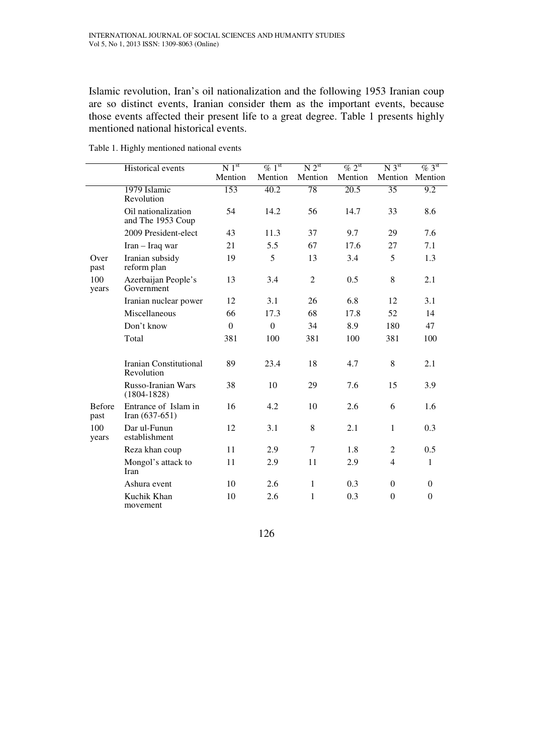Islamic revolution, Iran's oil nationalization and the following 1953 Iranian coup are so distinct events, Iranian consider them as the important events, because those events affected their present life to a great degree. Table 1 presents highly mentioned national historical events.

Table 1. Highly mentioned national events

| | Historical events | N 1st Mention | % 1st Mention | N 2st Mention | % 2st Mention | N 3st Mention | % 3st Mention |
|---|---|---|---|---|---|---|---|
| Over past 100 years | 1979 Islamic Revolution | 153 | 40.2 | 78 | 20.5 | 35 | 9.2 |
| | Oil nationalization and The 1953 Coup | 54 | 14.2 | 56 | 14.7 | 33 | 8.6 |
| | 2009 President-elect | 43 | 11.3 | 37 | 9.7 | 29 | 7.6 |
| | Iran – Iraq war | 21 | 5.5 | 67 | 17.6 | 27 | 7.1 |
| | Iranian subsidy reform plan | 19 | 5 | 13 | 3.4 | 5 | 1.3 |
| | Azerbaijan People's Government | 13 | 3.4 | 2 | 0.5 | 8 | 2.1 |
| | Iranian nuclear power | 12 | 3.1 | 26 | 6.8 | 12 | 3.1 |
| | Miscellaneous | 66 | 17.3 | 68 | 17.8 | 52 | 14 |
| | Don't know | 0 | 0 | 34 | 8.9 | 180 | 47 |
| | Total | 381 | 100 | 381 | 100 | 381 | 100 |
| Before past 100 years | Iranian Constitutional Revolution | 89 | 23.4 | 18 | 4.7 | 8 | 2.1 |
| | Russo-Iranian Wars (1804-1828) | 38 | 10 | 29 | 7.6 | 15 | 3.9 |
| | Entrance of Islam in Iran (637-651) | 16 | 4.2 | 10 | 2.6 | 6 | 1.6 |
| | Dar ul-Funun establishment | 12 | 3.1 | 8 | 2.1 | 1 | 0.3 |
| | Reza khan coup | 11 | 2.9 | 7 | 1.8 | 2 | 0.5 |
| | Mongol's attack to Iran | 11 | 2.9 | 11 | 2.9 | 4 | 1 |
| | Ashura event | 10 | 2.6 | 1 | 0.3 | 0 | 0 |
| | Kuchik Khan movement | 10 | 2.6 | 1 | 0.3 | 0 | 0 |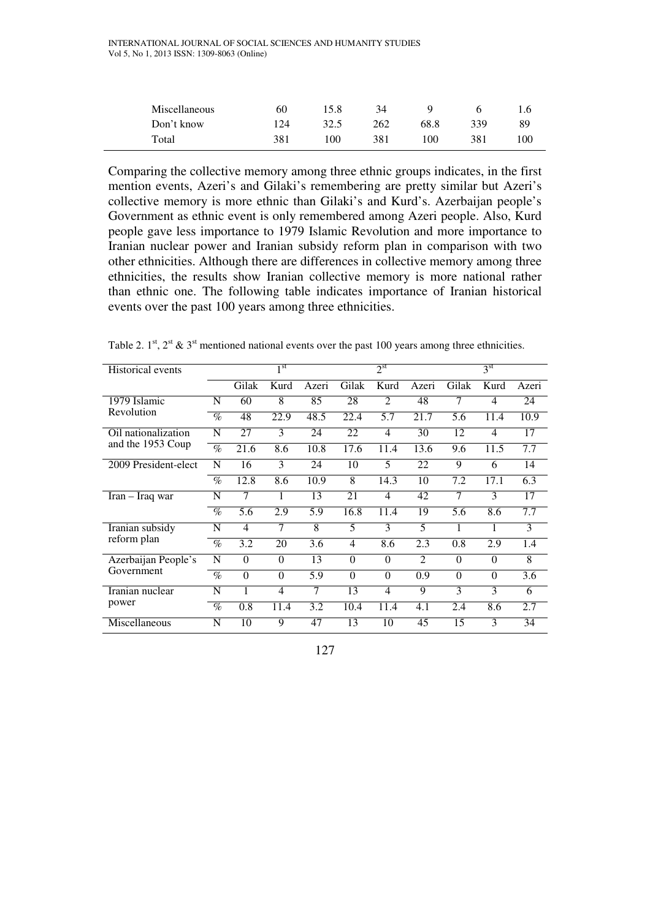| Miscellaneous | 60 | 15.8 | 34 | 9 | 6 | 1.6 |
|---|---|---|---|---|---|---|
| Don't know | 124 | 32.5 | 262 | 68.8 | 339 | 89 |
| Total | 381 | 100 | 381 | 100 | 381 | 100 |

Comparing the collective memory among three ethnic groups indicates, in the first mention events, Azeri's and Gilaki's remembering are pretty similar but Azeri's collective memory is more ethnic than Gilaki's and Kurd's. Azerbaijan people's Government as ethnic event is only remembered among Azeri people. Also, Kurd people gave less importance to 1979 Islamic Revolution and more importance to Iranian nuclear power and Iranian subsidy reform plan in comparison with two other ethnicities. Although there are differences in collective memory among three ethnicities, the results show Iranian collective memory is more national rather than ethnic one. The following table indicates importance of Iranian historical events over the past 100 years among three ethnicities.

Table 2. 1st, 2st & 3st mentioned national events over the past 100 years among three ethnicities.

| Historical events | | 1st | | | 2st | | | 3st | | |
|---|---|---|---|---|---|---|---|---|---|---|
| | | Gilak | Kurd | Azeri | Gilak | Kurd | Azeri | Gilak | Kurd | Azeri |
| 1979 Islamic Revolution | N | 60 | 8 | 85 | 28 | 2 | 48 | 7 | 4 | 24 |
| | % | 48 | 22.9 | 48.5 | 22.4 | 5.7 | 21.7 | 5.6 | 11.4 | 10.9 |
| Oil nationalization and the 1953 Coup | N | 27 | 3 | 24 | 22 | 4 | 30 | 12 | 4 | 17 |
| | % | 21.6 | 8.6 | 10.8 | 17.6 | 11.4 | 13.6 | 9.6 | 11.5 | 7.7 |
| 2009 President-elect | N | 16 | 3 | 24 | 10 | 5 | 22 | 9 | 6 | 14 |
| | % | 12.8 | 8.6 | 10.9 | 8 | 14.3 | 10 | 7.2 | 17.1 | 6.3 |
| Iran – Iraq war | N | 7 | 1 | 13 | 21 | 4 | 42 | 7 | 3 | 17 |
| | % | 5.6 | 2.9 | 5.9 | 16.8 | 11.4 | 19 | 5.6 | 8.6 | 7.7 |
| Iranian subsidy reform plan | N | 4 | 7 | 8 | 5 | 3 | 5 | 1 | 1 | 3 |
| | % | 3.2 | 20 | 3.6 | 4 | 8.6 | 2.3 | 0.8 | 2.9 | 1.4 |
| Azerbaijan People's Government | N | 0 | 0 | 13 | 0 | 0 | 2 | 0 | 0 | 8 |
| | % | 0 | 0 | 5.9 | 0 | 0 | 0.9 | 0 | 0 | 3.6 |
| Iranian nuclear power | N | 1 | 4 | 7 | 13 | 4 | 9 | 3 | 3 | 6 |
| | % | 0.8 | 11.4 | 3.2 | 10.4 | 11.4 | 4.1 | 2.4 | 8.6 | 2.7 |
| Miscellaneous | N | 10 | 9 | 47 | 13 | 10 | 45 | 15 | 3 | 34 |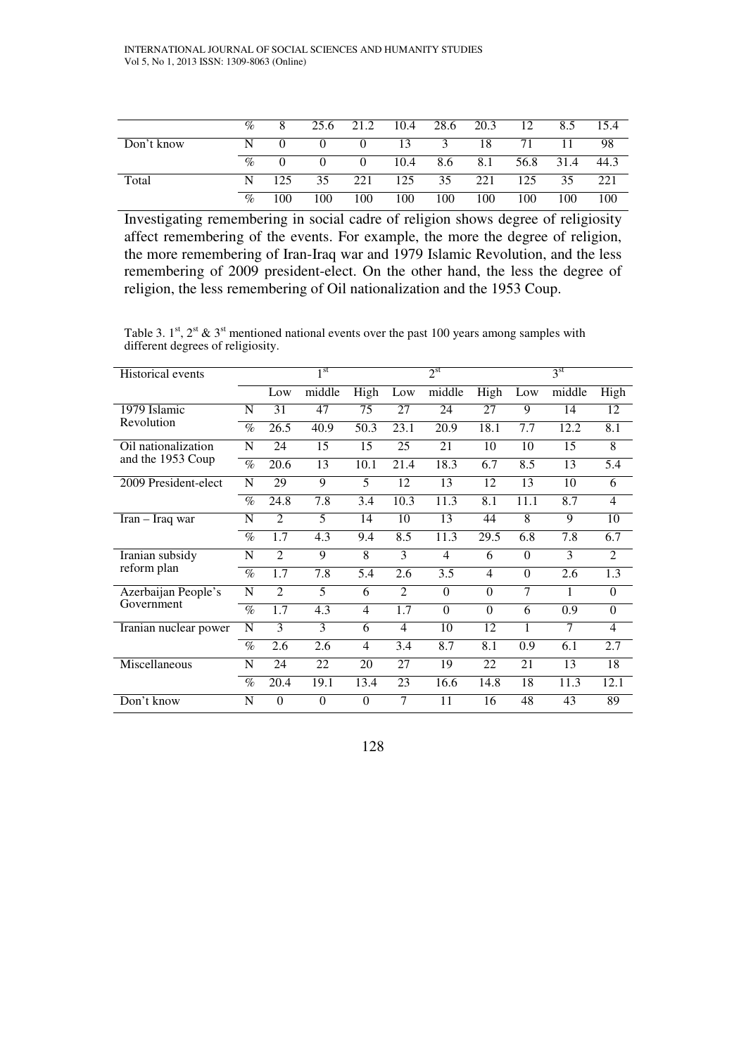|  |  |  |  |  |  |  |  |  |  |  |
|---|---|---|---|---|---|---|---|---|---|---|
|  | % | 8 | 25.6 | 21.2 | 10.4 | 28.6 | 20.3 | 12 | 8.5 | 15.4 |
| Don't know | N | 0 | 0 | 0 | 13 | 3 | 18 | 71 | 11 | 98 |
|  | % | 0 | 0 | 0 | 10.4 | 8.6 | 8.1 | 56.8 | 31.4 | 44.3 |
| Total | N | 125 | 35 | 221 | 125 | 35 | 221 | 125 | 35 | 221 |
|  | % | 100 | 100 | 100 | 100 | 100 | 100 | 100 | 100 | 100 |

Investigating remembering in social cadre of religion shows degree of religiosity affect remembering of the events. For example, the more the degree of religion, the more remembering of Iran-Iraq war and 1979 Islamic Revolution, and the less remembering of 2009 president-elect. On the other hand, the less the degree of religion, the less remembering of Oil nationalization and the 1953 Coup.

Table 3. 1st, 2st & 3st mentioned national events over the past 100 years among samples with different degrees of religiosity.

| Historical events |  | 1st |  |  | 2st |  |  | 3st |  |  |
|---|---|---|---|---|---|---|---|---|---|---|
|  |  | Low | middle | High | Low | middle | High | Low | middle | High |
| 1979 Islamic Revolution | N | 31 | 47 | 75 | 27 | 24 | 27 | 9 | 14 | 12 |
|  | % | 26.5 | 40.9 | 50.3 | 23.1 | 20.9 | 18.1 | 7.7 | 12.2 | 8.1 |
| Oil nationalization and the 1953 Coup | N | 24 | 15 | 15 | 25 | 21 | 10 | 10 | 15 | 8 |
|  | % | 20.6 | 13 | 10.1 | 21.4 | 18.3 | 6.7 | 8.5 | 13 | 5.4 |
| 2009 President-elect | N | 29 | 9 | 5 | 12 | 13 | 12 | 13 | 10 | 6 |
|  | % | 24.8 | 7.8 | 3.4 | 10.3 | 11.3 | 8.1 | 11.1 | 8.7 | 4 |
| Iran – Iraq war | N | 2 | 5 | 14 | 10 | 13 | 44 | 8 | 9 | 10 |
|  | % | 1.7 | 4.3 | 9.4 | 8.5 | 11.3 | 29.5 | 6.8 | 7.8 | 6.7 |
| Iranian subsidy reform plan | N | 2 | 9 | 8 | 3 | 4 | 6 | 0 | 3 | 2 |
|  | % | 1.7 | 7.8 | 5.4 | 2.6 | 3.5 | 4 | 0 | 2.6 | 1.3 |
| Azerbaijan People's Government | N | 2 | 5 | 6 | 2 | 0 | 0 | 7 | 1 | 0 |
|  | % | 1.7 | 4.3 | 4 | 1.7 | 0 | 0 | 6 | 0.9 | 0 |
| Iranian nuclear power | N | 3 | 3 | 6 | 4 | 10 | 12 | 1 | 7 | 4 |
|  | % | 2.6 | 2.6 | 4 | 3.4 | 8.7 | 8.1 | 0.9 | 6.1 | 2.7 |
| Miscellaneous | N | 24 | 22 | 20 | 27 | 19 | 22 | 21 | 13 | 18 |
|  | % | 20.4 | 19.1 | 13.4 | 23 | 16.6 | 14.8 | 18 | 11.3 | 12.1 |
| Don't know | N | 0 | 0 | 0 | 7 | 11 | 16 | 48 | 43 | 89 |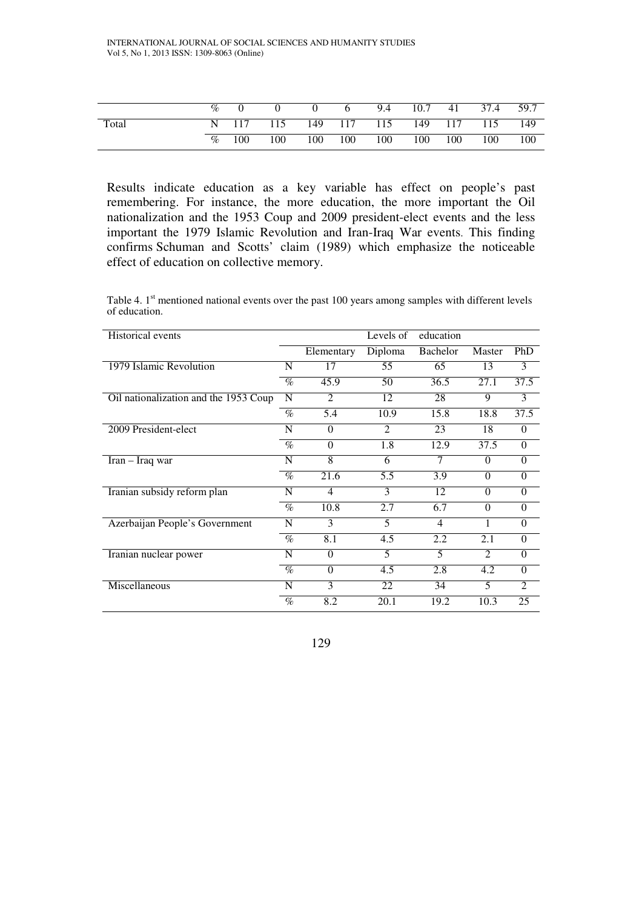| | | | | | | | | | | |
|---|---|---|---|---|---|---|---|---|---|---|
| | % | 0 | 0 | 0 | 6 | 9.4 | 10.7 | 41 | 37.4 | 59.7 |
| Total | N | 117 | 115 | 149 | 117 | 115 | 149 | 117 | 115 | 149 |
| | % | 100 | 100 | 100 | 100 | 100 | 100 | 100 | 100 | 100 |

Results indicate education as a key variable has effect on people's past remembering. For instance, the more education, the more important the Oil nationalization and the 1953 Coup and 2009 president-elect events and the less important the 1979 Islamic Revolution and Iran-Iraq War events. This finding confirms Schuman and Scotts' claim (1989) which emphasize the noticeable effect of education on collective memory.

Table 4. 1st mentioned national events over the past 100 years among samples with different levels of education.

| Historical events | | Levels of education | | | | |
|---|---|---|---|---|---|---|
| | | Elementary | Diploma | Bachelor | Master | PhD |
| 1979 Islamic Revolution | N | 17 | 55 | 65 | 13 | 3 |
| | % | 45.9 | 50 | 36.5 | 27.1 | 37.5 |
| Oil nationalization and the 1953 Coup | N | 2 | 12 | 28 | 9 | 3 |
| | % | 5.4 | 10.9 | 15.8 | 18.8 | 37.5 |
| 2009 President-elect | N | 0 | 2 | 23 | 18 | 0 |
| | % | 0 | 1.8 | 12.9 | 37.5 | 0 |
| Iran – Iraq war | N | 8 | 6 | 7 | 0 | 0 |
| | % | 21.6 | 5.5 | 3.9 | 0 | 0 |
| Iranian subsidy reform plan | N | 4 | 3 | 12 | 0 | 0 |
| | % | 10.8 | 2.7 | 6.7 | 0 | 0 |
| Azerbaijan People's Government | N | 3 | 5 | 4 | 1 | 0 |
| | % | 8.1 | 4.5 | 2.2 | 2.1 | 0 |
| Iranian nuclear power | N | 0 | 5 | 5 | 2 | 0 |
| | % | 0 | 4.5 | 2.8 | 4.2 | 0 |
| Miscellaneous | N | 3 | 22 | 34 | 5 | 2 |
| | % | 8.2 | 20.1 | 19.2 | 10.3 | 25 |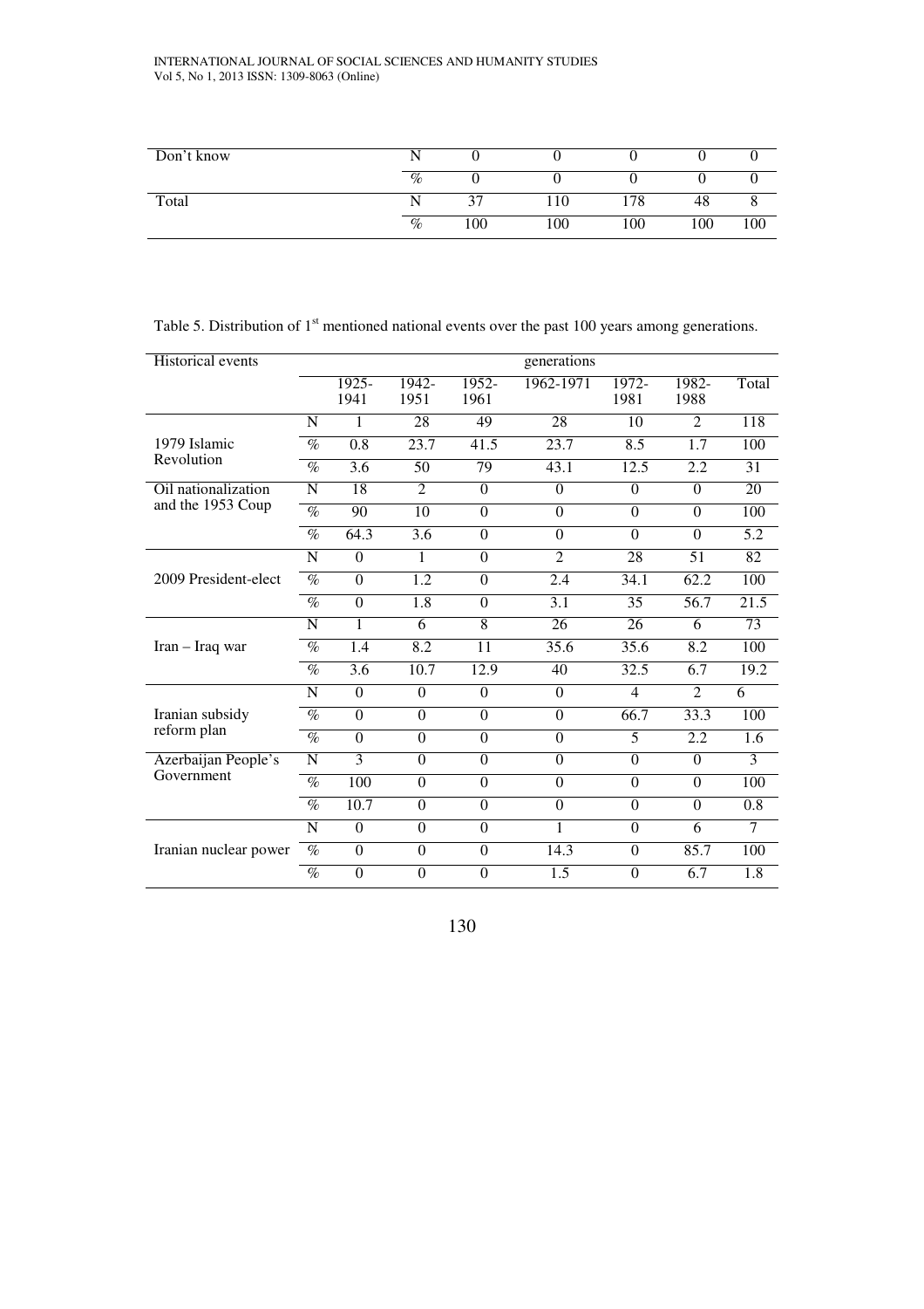| Don't know | N | 0 | 0 | 0 | 0 | 0 |
|---|---|---|---|---|---|---|
| | % | 0 | 0 | 0 | 0 | 0 |
| Total | N | 37 | 110 | 178 | 48 | 8 |
| | % | 100 | 100 | 100 | 100 | 100 |

Table 5. Distribution of 1st mentioned national events over the past 100 years among generations.

| Historical events | | generations | | | | | | |
|---|---|---|---|---|---|---|---|---|
| | | 1925-1941 | 1942-1951 | 1952-1961 | 1962-1971 | 1972-1981 | 1982-1988 | Total |
| 1979 Islamic Revolution | N | 1 | 28 | 49 | 28 | 10 | 2 | 118 |
| | % | 0.8 | 23.7 | 41.5 | 23.7 | 8.5 | 1.7 | 100 |
| | % | 3.6 | 50 | 79 | 43.1 | 12.5 | 2.2 | 31 |
| Oil nationalization and the 1953 Coup | N | 18 | 2 | 0 | 0 | 0 | 0 | 20 |
| | % | 90 | 10 | 0 | 0 | 0 | 0 | 100 |
| | % | 64.3 | 3.6 | 0 | 0 | 0 | 0 | 5.2 |
| 2009 President-elect | N | 0 | 1 | 0 | 2 | 28 | 51 | 82 |
| | % | 0 | 1.2 | 0 | 2.4 | 34.1 | 62.2 | 100 |
| | % | 0 | 1.8 | 0 | 3.1 | 35 | 56.7 | 21.5 |
| Iran – Iraq war | N | 1 | 6 | 8 | 26 | 26 | 6 | 73 |
| | % | 1.4 | 8.2 | 11 | 35.6 | 35.6 | 8.2 | 100 |
| | % | 3.6 | 10.7 | 12.9 | 40 | 32.5 | 6.7 | 19.2 |
| Iranian subsidy reform plan | N | 0 | 0 | 0 | 0 | 4 | 2 | 6 |
| | % | 0 | 0 | 0 | 0 | 66.7 | 33.3 | 100 |
| | % | 0 | 0 | 0 | 0 | 5 | 2.2 | 1.6 |
| Azerbaijan People's Government | N | 3 | 0 | 0 | 0 | 0 | 0 | 3 |
| | % | 100 | 0 | 0 | 0 | 0 | 0 | 100 |
| | % | 10.7 | 0 | 0 | 0 | 0 | 0 | 0.8 |
| Iranian nuclear power | N | 0 | 0 | 0 | 1 | 0 | 6 | 7 |
| | % | 0 | 0 | 0 | 14.3 | 0 | 85.7 | 100 |
| | % | 0 | 0 | 0 | 1.5 | 0 | 6.7 | 1.8 |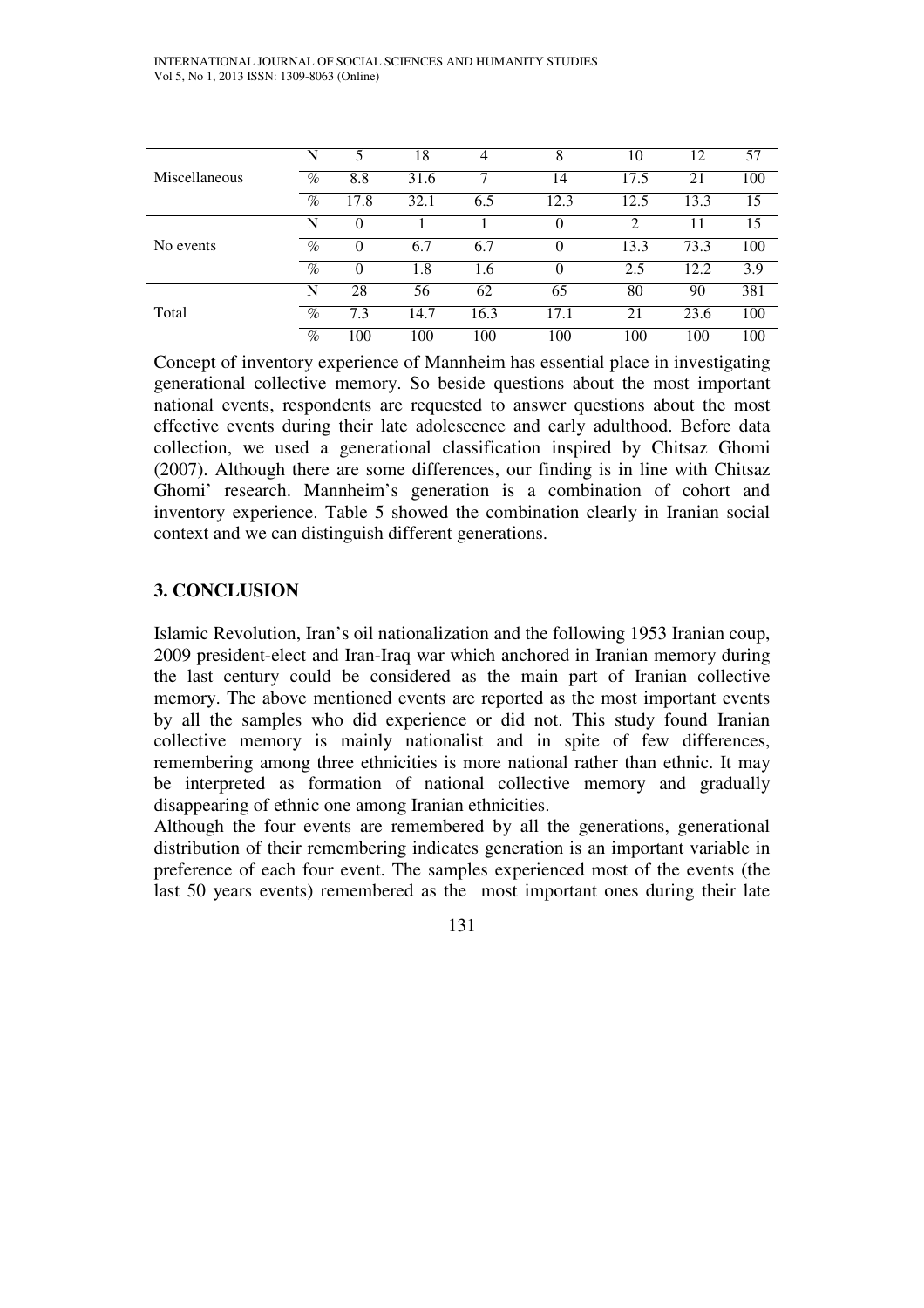| | | | | | | | | |
|---|---|---|---|---|---|---|---|---|
| Miscellaneous | N | 5 | 18 | 4 | 8 | 10 | 12 | 57 |
| | % | 8.8 | 31.6 | 7 | 14 | 17.5 | 21 | 100 |
| | % | 17.8 | 32.1 | 6.5 | 12.3 | 12.5 | 13.3 | 15 |
| No events | N | 0 | 1 | 1 | 0 | 2 | 11 | 15 |
| | % | 0 | 6.7 | 6.7 | 0 | 13.3 | 73.3 | 100 |
| | % | 0 | 1.8 | 1.6 | 0 | 2.5 | 12.2 | 3.9 |
| Total | N | 28 | 56 | 62 | 65 | 80 | 90 | 381 |
| | % | 7.3 | 14.7 | 16.3 | 17.1 | 21 | 23.6 | 100 |
| | % | 100 | 100 | 100 | 100 | 100 | 100 | 100 |

Concept of inventory experience of Mannheim has essential place in investigating generational collective memory. So beside questions about the most important national events, respondents are requested to answer questions about the most effective events during their late adolescence and early adulthood. Before data collection, we used a generational classification inspired by Chitsaz Ghomi (2007). Although there are some differences, our finding is in line with Chitsaz Ghomi' research. Mannheim's generation is a combination of cohort and inventory experience. Table 5 showed the combination clearly in Iranian social context and we can distinguish different generations.

## 3. CONCLUSION

Islamic Revolution, Iran's oil nationalization and the following 1953 Iranian coup, 2009 president-elect and Iran-Iraq war which anchored in Iranian memory during the last century could be considered as the main part of Iranian collective memory. The above mentioned events are reported as the most important events by all the samples who did experience or did not. This study found Iranian collective memory is mainly nationalist and in spite of few differences, remembering among three ethnicities is more national rather than ethnic. It may be interpreted as formation of national collective memory and gradually disappearing of ethnic one among Iranian ethnicities.

Although the four events are remembered by all the generations, generational distribution of their remembering indicates generation is an important variable in preference of each four event. The samples experienced most of the events (the last 50 years events) remembered as the most important ones during their late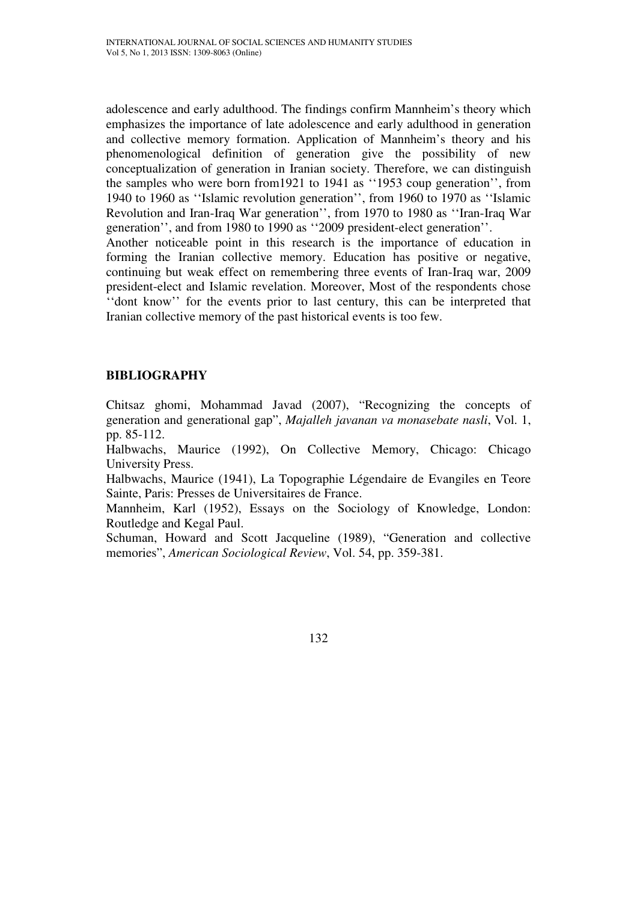adolescence and early adulthood. The findings confirm Mannheim's theory which emphasizes the importance of late adolescence and early adulthood in generation and collective memory formation. Application of Mannheim's theory and his phenomenological definition of generation give the possibility of new conceptualization of generation in Iranian society. Therefore, we can distinguish the samples who were born from1921 to 1941 as ''1953 coup generation'', from 1940 to 1960 as ''Islamic revolution generation'', from 1960 to 1970 as ''Islamic Revolution and Iran-Iraq War generation'', from 1970 to 1980 as ''Iran-Iraq War generation'', and from 1980 to 1990 as ''2009 president-elect generation''.

Another noticeable point in this research is the importance of education in forming the Iranian collective memory. Education has positive or negative, continuing but weak effect on remembering three events of Iran-Iraq war, 2009 president-elect and Islamic revelation. Moreover, Most of the respondents chose ''dont know'' for the events prior to last century, this can be interpreted that Iranian collective memory of the past historical events is too few.

## BIBLIOGRAPHY

Chitsaz ghomi, Mohammad Javad (2007), "Recognizing the concepts of generation and generational gap", *Majalleh javanan va monasebate nasli*, Vol. 1, pp. 85-112.

Halbwachs, Maurice (1992), On Collective Memory, Chicago: Chicago University Press.

Halbwachs, Maurice (1941), La Topographie Légendaire de Evangiles en Teore Sainte, Paris: Presses de Universitaires de France.

Mannheim, Karl (1952), Essays on the Sociology of Knowledge, London: Routledge and Kegal Paul.

Schuman, Howard and Scott Jacqueline (1989), "Generation and collective memories", *American Sociological Review*, Vol. 54, pp. 359-381.